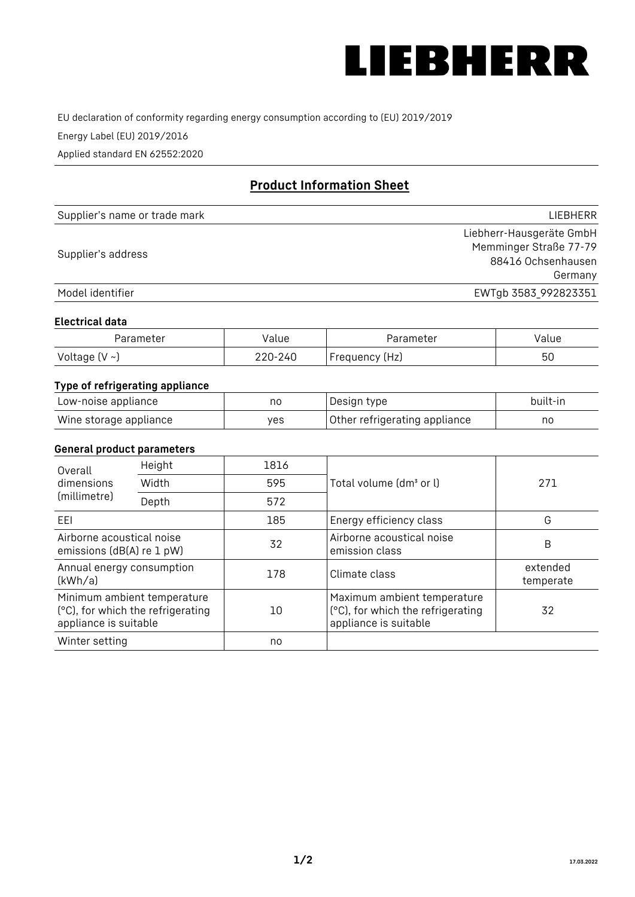LIEBHERR

EU declaration of conformity regarding energy consumption according to (EU) 2019/2019

Energy Label (EU) 2019/2016

Applied standard EN 62552:2020

## Product Information Sheet

| | |
|---|---|
| Supplier's name or trade mark | LIEBHERR |
| Supplier's address | Liebherr-Hausgeräte GmbH<br>Memminger Straße 77-79<br>88416 Ochsenhausen<br>Germany |
| Model identifier | EWTgb 3583_992823351 |

### Electrical data

| Parameter | Value | Parameter | Value |
|---|---|---|---|
| Voltage (V ~) | 220-240 | Frequency (Hz) | 50 |

### Type of refrigerating appliance

| | | | |
|---|---|---|---|
| Low-noise appliance | no | Design type | built-in |
| Wine storage appliance | yes | Other refrigerating appliance | no |

### General product parameters

| | | | | |
|---|---|---|---|---|
| Overall dimensions (millimetre) | Height | 1816 | Total volume (dm³ or l) | 271 |
| | Width | 595 | | |
| | Depth | 572 | | |
| EEI | | 185 | Energy efficiency class | G |
| Airborne acoustical noise emissions (dB(A) re 1 pW) | | 32 | Airborne acoustical noise emission class | B |
| Annual energy consumption (kWh/a) | | 178 | Climate class | extended temperate |
| Minimum ambient temperature (°C), for which the refrigerating appliance is suitable | | 10 | Maximum ambient temperature (°C), for which the refrigerating appliance is suitable | 32 |
| Winter setting | | no | | |

17.03.2022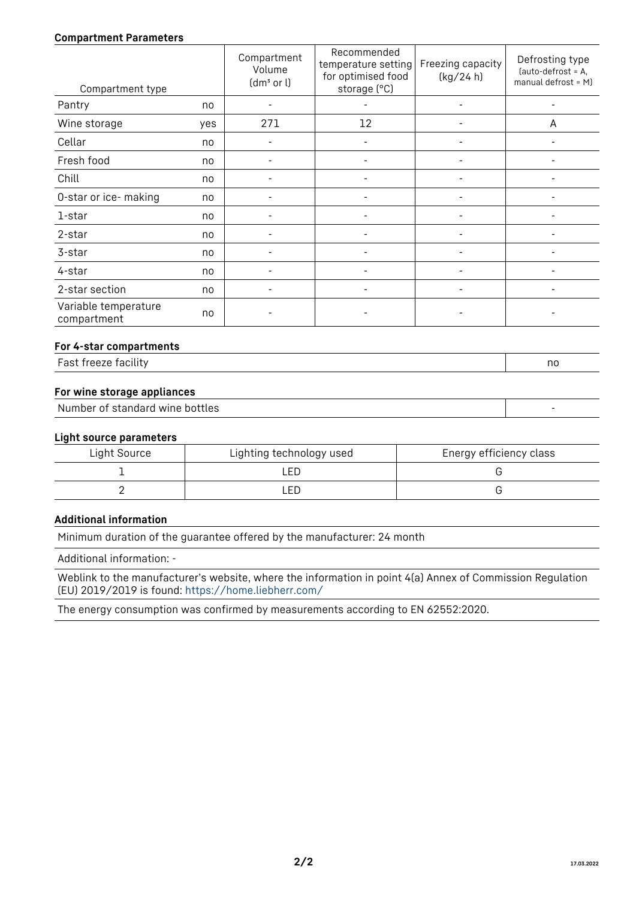**Compartment Parameters**

| Compartment type | | Compartment Volume (dm³ or l) | Recommended temperature setting for optimised food storage (°C) | Freezing capacity (kg/24 h) | Defrosting type (auto-defrost = A, manual defrost = M) |
|---|---|---|---|---|---|
| Pantry | no | - | - | - | - |
| Wine storage | yes | 271 | 12 | - | A |
| Cellar | no | - | - | - | - |
| Fresh food | no | - | - | - | - |
| Chill | no | - | - | - | - |
| 0-star or ice- making | no | - | - | - | - |
| 1-star | no | - | - | - | - |
| 2-star | no | - | - | - | - |
| 3-star | no | - | - | - | - |
| 4-star | no | - | - | - | - |
| 2-star section | no | - | - | - | - |
| Variable temperature compartment | no | - | - | - | - |

**For 4-star compartments**

| | |
|---|---|
| Fast freeze facility | no |

**For wine storage appliances**

| | |
|---|---|
| Number of standard wine bottles | - |

**Light source parameters**

| Light Source | Lighting technology used | Energy efficiency class |
|---|---|---|
| 1 | LED | G |
| 2 | LED | G |

**Additional information**

Minimum duration of the guarantee offered by the manufacturer: 24 month

Additional information: -

Weblink to the manufacturer's website, where the information in point 4(a) Annex of Commission Regulation (EU) 2019/2019 is found: https://home.liebherr.com/

The energy consumption was confirmed by measurements according to EN 62552:2020.

17.03.2022